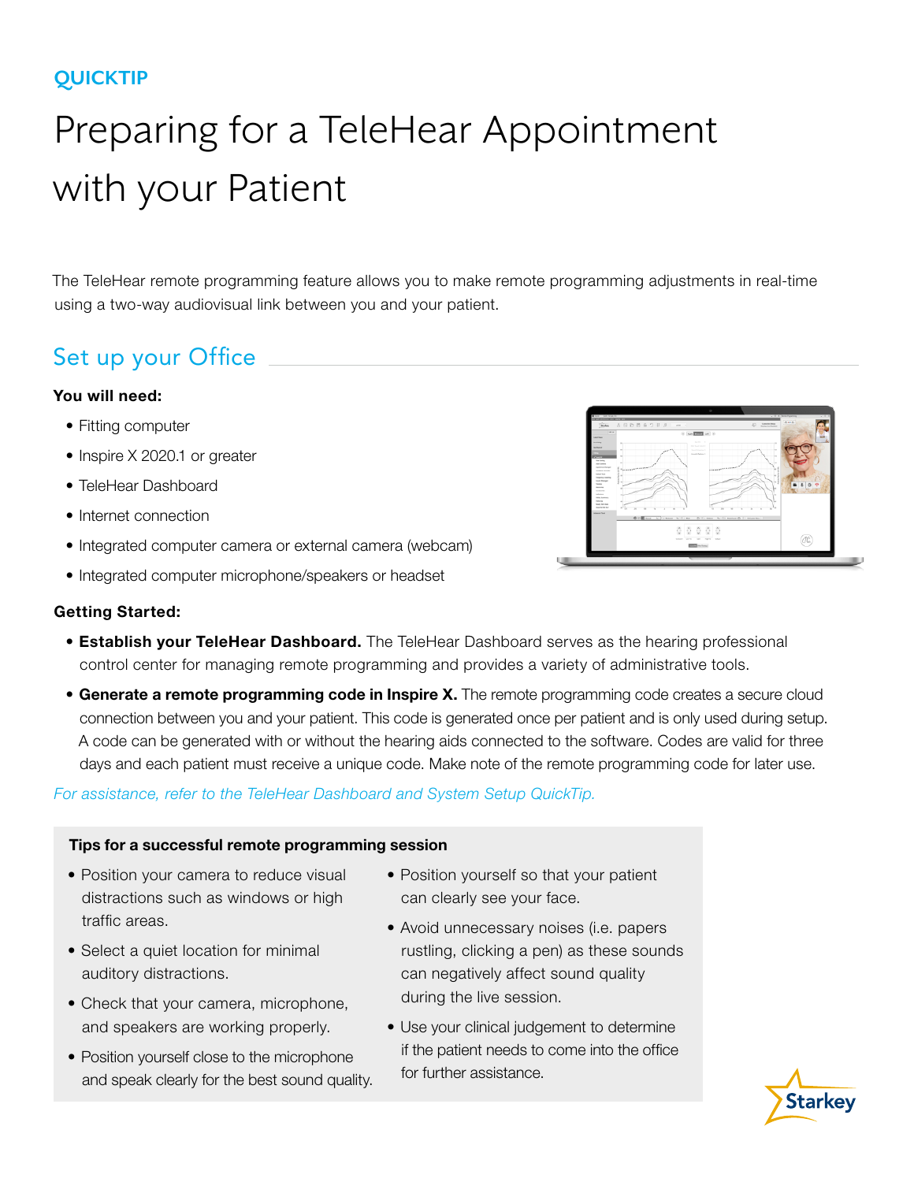QUICKTIP

# Preparing for a TeleHear Appointment with your Patient

The TeleHear remote programming feature allows you to make remote programming adjustments in real-time using a two-way audiovisual link between you and your patient.

## Set up your Office

**You will need:**

- Fitting computer
- Inspire X 2020.1 or greater
- TeleHear Dashboard
- Internet connection
- Integrated computer camera or external camera (webcam)
- Integrated computer microphone/speakers or headset

**Getting Started:**

- **Establish your TeleHear Dashboard.** The TeleHear Dashboard serves as the hearing professional control center for managing remote programming and provides a variety of administrative tools.
- **Generate a remote programming code in Inspire X.** The remote programming code creates a secure cloud connection between you and your patient. This code is generated once per patient and is only used during setup. A code can be generated with or without the hearing aids connected to the software. Codes are valid for three days and each patient must receive a unique code. Make note of the remote programming code for later use.

*For assistance, refer to the TeleHear Dashboard and System Setup QuickTip.*

**Tips for a successful remote programming session**

- Position your camera to reduce visual distractions such as windows or high traffic areas.
- Select a quiet location for minimal auditory distractions.
- Check that your camera, microphone, and speakers are working properly.
- Position yourself close to the microphone and speak clearly for the best sound quality.
- Position yourself so that your patient can clearly see your face.
- Avoid unnecessary noises (i.e. papers rustling, clicking a pen) as these sounds can negatively affect sound quality during the live session.
- Use your clinical judgement to determine if the patient needs to come into the office for further assistance.

Starkey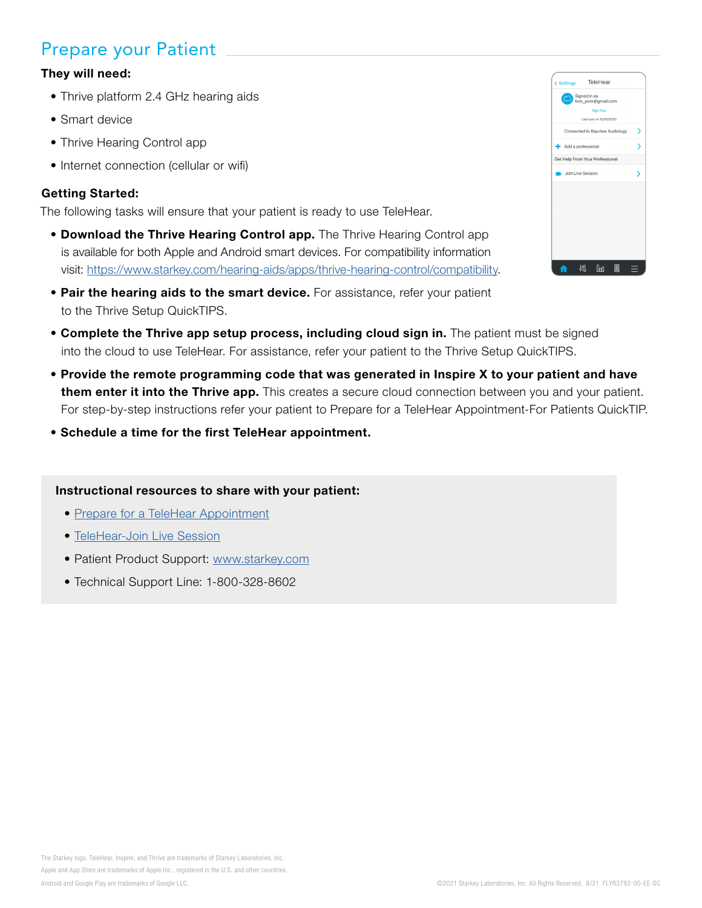## Prepare your Patient

**They will need:**

- Thrive platform 2.4 GHz hearing aids
- Smart device
- Thrive Hearing Control app
- Internet connection (cellular or wifi)

**Getting Started:**

The following tasks will ensure that your patient is ready to use TeleHear.

- **Download the Thrive Hearing Control app.** The Thrive Hearing Control app is available for both Apple and Android smart devices. For compatibility information visit: https://www.starkey.com/hearing-aids/apps/thrive-hearing-control/compatibility.
- **Pair the hearing aids to the smart device.** For assistance, refer your patient to the Thrive Setup QuickTIPS.
- **Complete the Thrive app setup process, including cloud sign in.** The patient must be signed into the cloud to use TeleHear. For assistance, refer your patient to the Thrive Setup QuickTIPS.
- **Provide the remote programming code that was generated in Inspire X to your patient and have them enter it into the Thrive app.** This creates a secure cloud connection between you and your patient. For step-by-step instructions refer your patient to Prepare for a TeleHear Appointment-For Patients QuickTIP.
- **Schedule a time for the first TeleHear appointment.**

**Instructional resources to share with your patient:**

- Prepare for a TeleHear Appointment
- TeleHear-Join Live Session
- Patient Product Support: www.starkey.com
- Technical Support Line: 1-800-328-8602

The Starkey logo, TeleHear, Inspire, and Thrive are trademarks of Starkey Laboratories, Inc.
Apple and App Store are trademarks of Apple Inc., registered in the U.S. and other countries.
Android and Google Play are trademarks of Google LLC.

©2021 Starkey Laboratories, Inc. All Rights Reserved. 8/21 FLYR3793-00-EE-SC